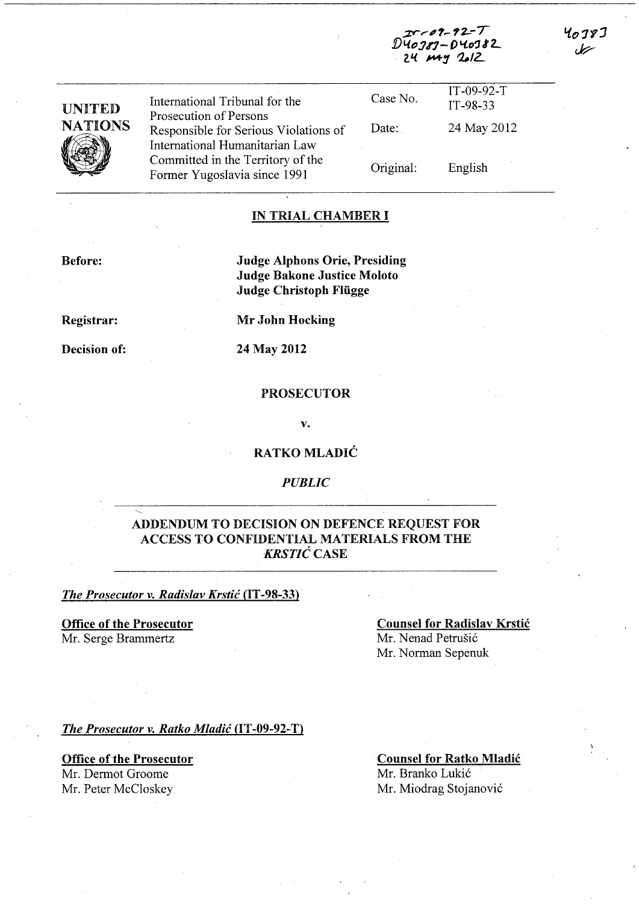IT-09-92-T
D40383-D40382
24 May 2012

40383

| UNITED NATIONS | International Tribunal for the Prosecution of Persons Responsible for Serious Violations of International Humanitarian Law Committed in the Territory of the Former Yugoslavia since 1991 | Case No. | IT-09-92-T IT-98-33 |
|---|---|---|---|
| | | Date: | 24 May 2012 |
| | | Original: | English |

## IN TRIAL CHAMBER I

**Before:** **Judge Alphons Orie, Presiding**
**Judge Bakone Justice Moloto**
**Judge Christoph Flügge**

**Registrar:** **Mr John Hocking**

**Decision of:** **24 May 2012**

**PROSECUTOR**

**v.**

**RATKO MLADIĆ**

***PUBLIC***

## ADDENDUM TO DECISION ON DEFENCE REQUEST FOR ACCESS TO CONFIDENTIAL MATERIALS FROM THE *KRSTIĆ* CASE

***The Prosecutor v. Radislav Krstić* (IT-98-33)**

**Office of the Prosecutor**
Mr. Serge Brammertz

**Counsel for Radislav Krstić**
Mr. Nenad Petrušić
Mr. Norman Sepenuk

***The Prosecutor v. Ratko Mladić* (IT-09-92-T)**

**Office of the Prosecutor**
Mr. Dermot Groome
Mr. Peter McCloskey

**Counsel for Ratko Mladić**
Mr. Branko Lukić
Mr. Miodrag Stojanović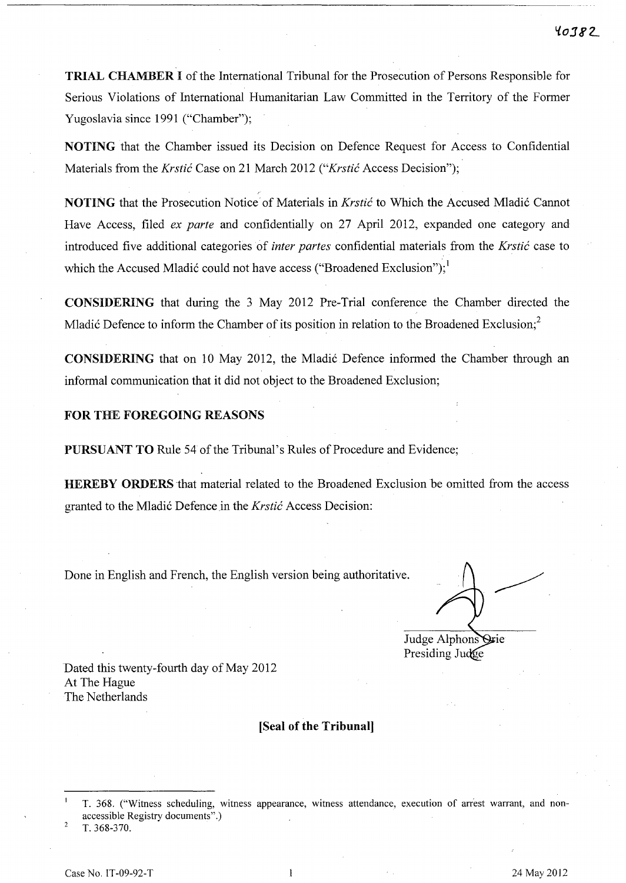**TRIAL CHAMBER I** of the International Tribunal for the Prosecution of Persons Responsible for Serious Violations of International Humanitarian Law Committed in the Territory of the Former Yugoslavia since 1991 ("Chamber");

**NOTING** that the Chamber issued its Decision on Defence Request for Access to Confidential Materials from the *Krstić* Case on 21 March 2012 ("*Krstić* Access Decision");

**NOTING** that the Prosecution Notice of Materials in *Krstić* to Which the Accused Mladić Cannot Have Access, filed *ex parte* and confidentially on 27 April 2012, expanded one category and introduced five additional categories of *inter partes* confidential materials from the *Krstić* case to which the Accused Mladić could not have access ("Broadened Exclusion");[1]

**CONSIDERING** that during the 3 May 2012 Pre-Trial conference the Chamber directed the Mladić Defence to inform the Chamber of its position in relation to the Broadened Exclusion;[2]

**CONSIDERING** that on 10 May 2012, the Mladić Defence informed the Chamber through an informal communication that it did not object to the Broadened Exclusion;

**FOR THE FOREGOING REASONS**

**PURSUANT TO** Rule 54 of the Tribunal's Rules of Procedure and Evidence;

**HEREBY ORDERS** that material related to the Broadened Exclusion be omitted from the access granted to the Mladić Defence in the *Krstić* Access Decision:

Done in English and French, the English version being authoritative.

Judge Alphons Orie
Presiding Judge

Dated this twenty-fourth day of May 2012
At The Hague
The Netherlands

**[Seal of the Tribunal]**

---

[1] T. 368. ("Witness scheduling, witness appearance, witness attendance, execution of arrest warrant, and non-accessible Registry documents".)

[2] T. 368-370.